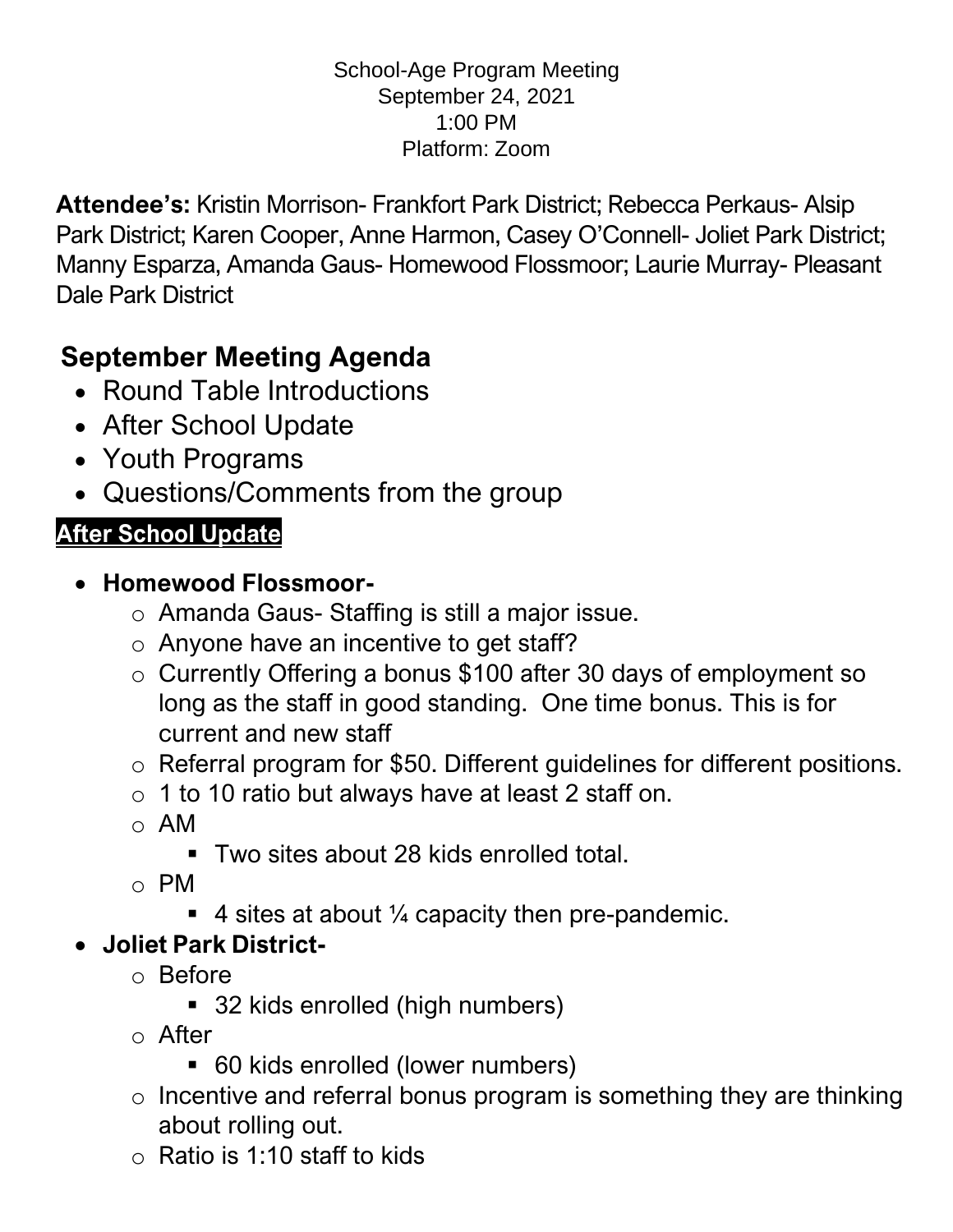School-Age Program Meeting
September 24, 2021
1:00 PM
Platform: Zoom

**Attendee's:** Kristin Morrison- Frankfort Park District; Rebecca Perkaus- Alsip Park District; Karen Cooper, Anne Harmon, Casey O'Connell- Joliet Park District; Manny Esparza, Amanda Gaus- Homewood Flossmoor; Laurie Murray- Pleasant Dale Park District

## September Meeting Agenda

- Round Table Introductions
- After School Update
- Youth Programs
- Questions/Comments from the group

### After School Update

- **Homewood Flossmoor-**
  - Amanda Gaus- Staffing is still a major issue.
  - Anyone have an incentive to get staff?
  - Currently Offering a bonus $100 after 30 days of employment so long as the staff in good standing. One time bonus. This is for current and new staff
  - Referral program for $50. Different guidelines for different positions.
  - 1 to 10 ratio but always have at least 2 staff on.
  - AM
    - Two sites about 28 kids enrolled total.
  - PM
    - 4 sites at about ¼ capacity then pre-pandemic.
- **Joliet Park District-**
  - Before
    - 32 kids enrolled (high numbers)
  - After
    - 60 kids enrolled (lower numbers)
  - Incentive and referral bonus program is something they are thinking about rolling out.
  - Ratio is 1:10 staff to kids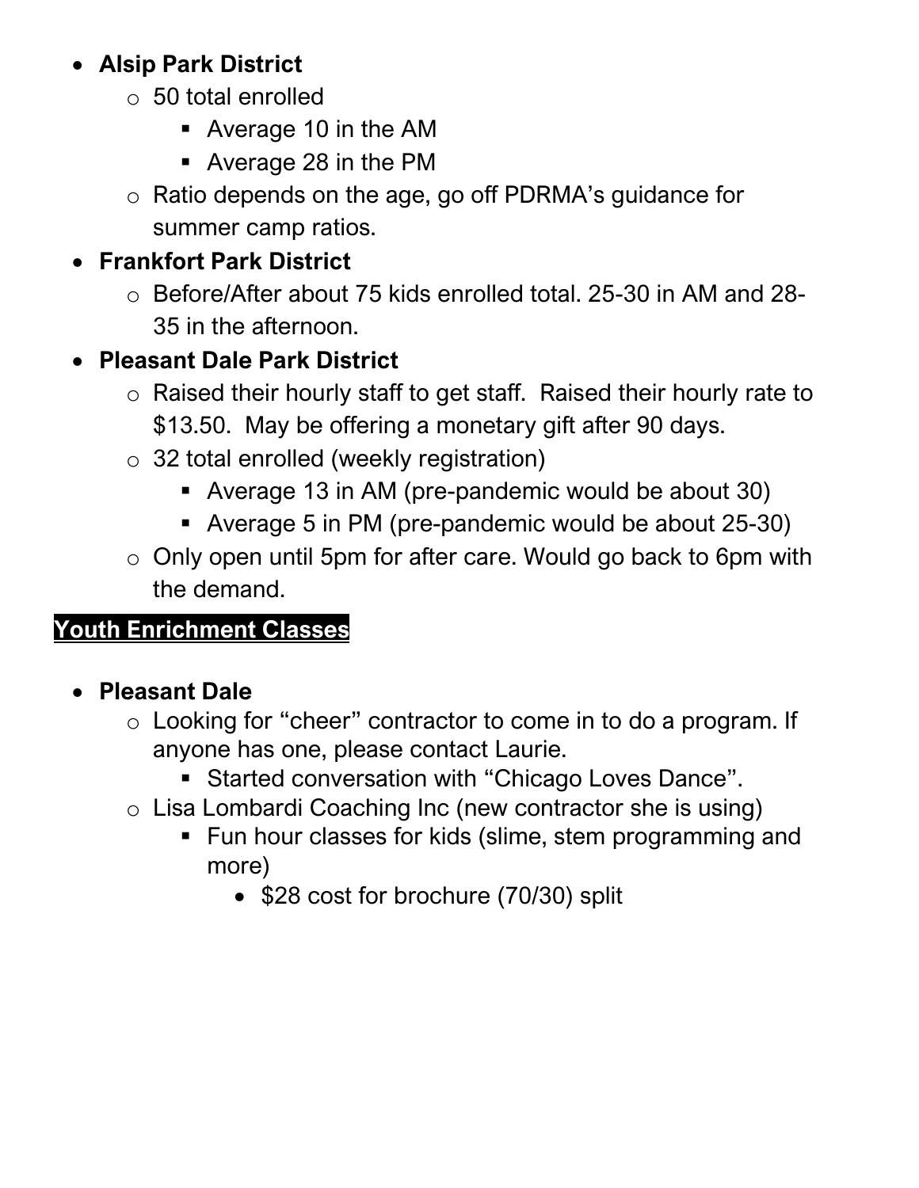- **Alsip Park District**
  - 50 total enrolled
    - Average 10 in the AM
    - Average 28 in the PM
  - Ratio depends on the age, go off PDRMA's guidance for summer camp ratios.
- **Frankfort Park District**
  - Before/After about 75 kids enrolled total. 25-30 in AM and 28-35 in the afternoon.
- **Pleasant Dale Park District**
  - Raised their hourly staff to get staff. Raised their hourly rate to $13.50. May be offering a monetary gift after 90 days.
  - 32 total enrolled (weekly registration)
    - Average 13 in AM (pre-pandemic would be about 30)
    - Average 5 in PM (pre-pandemic would be about 25-30)
  - Only open until 5pm for after care. Would go back to 6pm with the demand.

## **Youth Enrichment Classes**

- **Pleasant Dale**
  - Looking for "cheer" contractor to come in to do a program. If anyone has one, please contact Laurie.
    - Started conversation with "Chicago Loves Dance".
  - Lisa Lombardi Coaching Inc (new contractor she is using)
    - Fun hour classes for kids (slime, stem programming and more)
      - $28 cost for brochure (70/30) split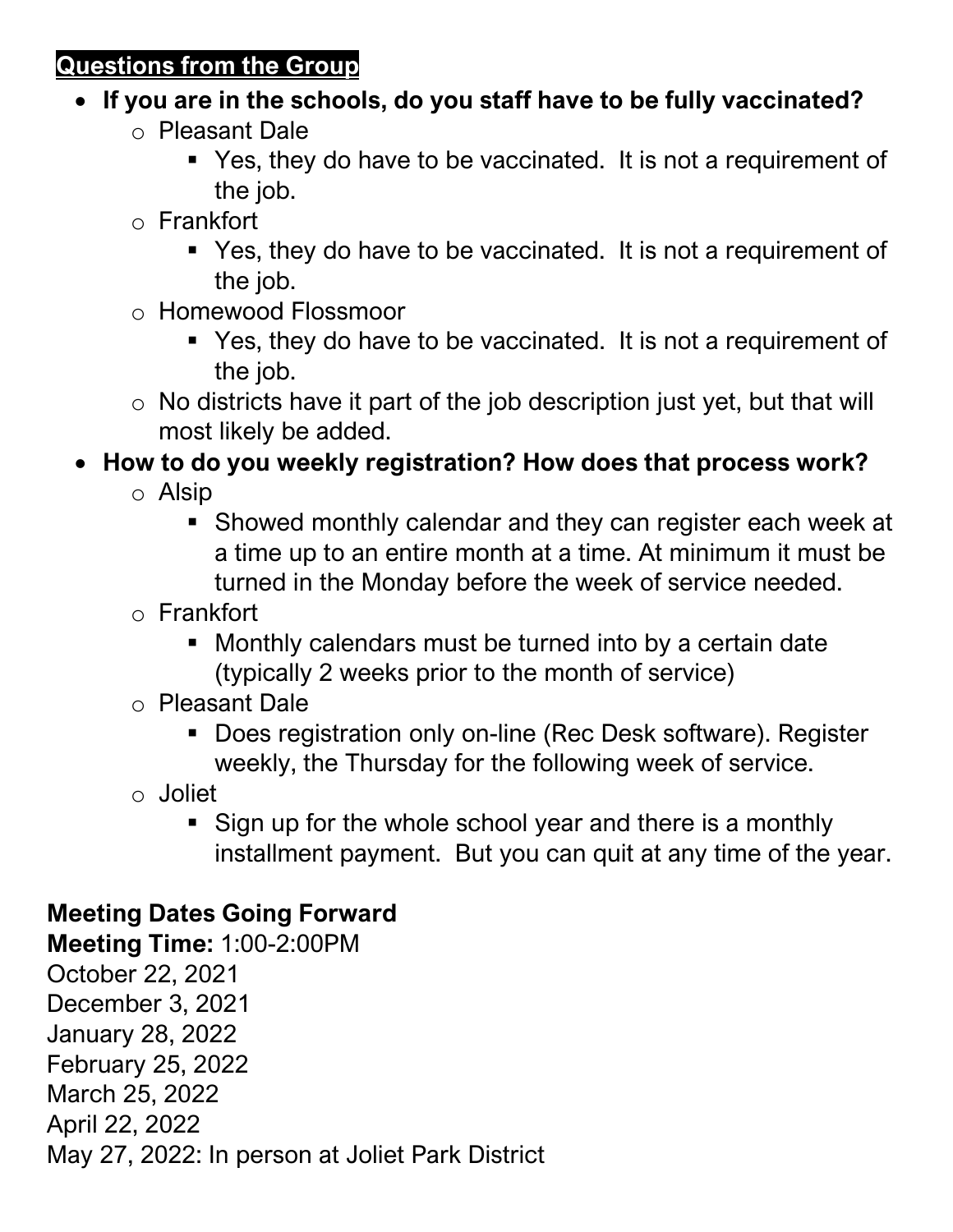## **Questions from the Group**

- **If you are in the schools, do you staff have to be fully vaccinated?**
  - Pleasant Dale
    - Yes, they do have to be vaccinated. It is not a requirement of the job.
  - Frankfort
    - Yes, they do have to be vaccinated. It is not a requirement of the job.
  - Homewood Flossmoor
    - Yes, they do have to be vaccinated. It is not a requirement of the job.
  - No districts have it part of the job description just yet, but that will most likely be added.
- **How to do you weekly registration? How does that process work?**
  - Alsip
    - Showed monthly calendar and they can register each week at a time up to an entire month at a time. At minimum it must be turned in the Monday before the week of service needed.
  - Frankfort
    - Monthly calendars must be turned into by a certain date (typically 2 weeks prior to the month of service)
  - Pleasant Dale
    - Does registration only on-line (Rec Desk software). Register weekly, the Thursday for the following week of service.
  - Joliet
    - Sign up for the whole school year and there is a monthly installment payment. But you can quit at any time of the year.

**Meeting Dates Going Forward**

**Meeting Time:** 1:00-2:00PM

October 22, 2021
December 3, 2021
January 28, 2022
February 25, 2022
March 25, 2022
April 22, 2022
May 27, 2022: In person at Joliet Park District